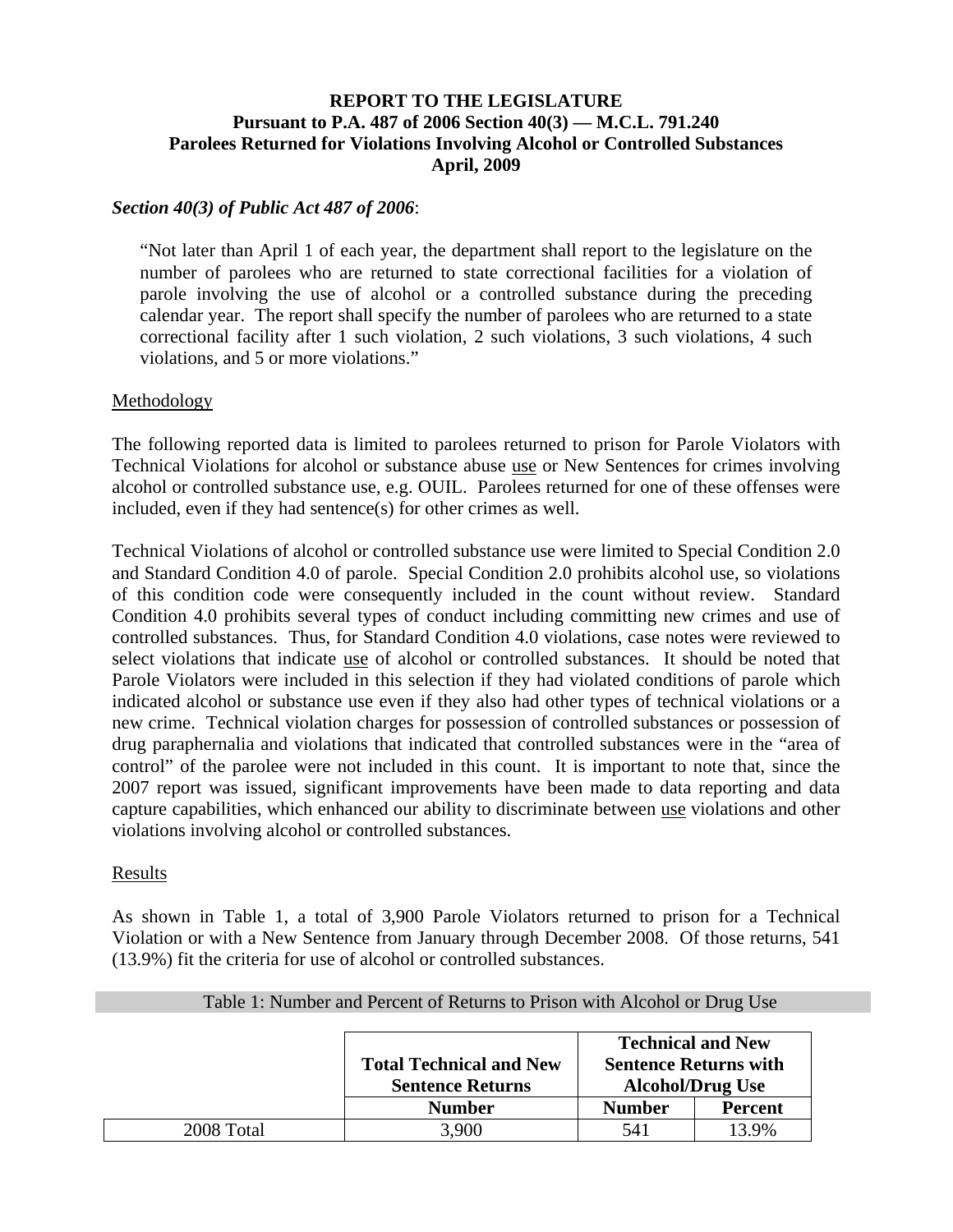**REPORT TO THE LEGISLATURE**
**Pursuant to P.A. 487 of 2006 Section 40(3) — M.C.L. 791.240**
**Parolees Returned for Violations Involving Alcohol or Controlled Substances**
**April, 2009**

***Section 40(3) of Public Act 487 of 2006***:

> "Not later than April 1 of each year, the department shall report to the legislature on the number of parolees who are returned to state correctional facilities for a violation of parole involving the use of alcohol or a controlled substance during the preceding calendar year. The report shall specify the number of parolees who are returned to a state correctional facility after 1 such violation, 2 such violations, 3 such violations, 4 such violations, and 5 or more violations."

Methodology

The following reported data is limited to parolees returned to prison for Parole Violators with Technical Violations for alcohol or substance abuse use or New Sentences for crimes involving alcohol or controlled substance use, e.g. OUIL. Parolees returned for one of these offenses were included, even if they had sentence(s) for other crimes as well.

Technical Violations of alcohol or controlled substance use were limited to Special Condition 2.0 and Standard Condition 4.0 of parole. Special Condition 2.0 prohibits alcohol use, so violations of this condition code were consequently included in the count without review. Standard Condition 4.0 prohibits several types of conduct including committing new crimes and use of controlled substances. Thus, for Standard Condition 4.0 violations, case notes were reviewed to select violations that indicate use of alcohol or controlled substances. It should be noted that Parole Violators were included in this selection if they had violated conditions of parole which indicated alcohol or substance use even if they also had other types of technical violations or a new crime. Technical violation charges for possession of controlled substances or possession of drug paraphernalia and violations that indicated that controlled substances were in the "area of control" of the parolee were not included in this count. It is important to note that, since the 2007 report was issued, significant improvements have been made to data reporting and data capture capabilities, which enhanced our ability to discriminate between use violations and other violations involving alcohol or controlled substances.

Results

As shown in Table 1, a total of 3,900 Parole Violators returned to prison for a Technical Violation or with a New Sentence from January through December 2008. Of those returns, 541 (13.9%) fit the criteria for use of alcohol or controlled substances.

Table 1: Number and Percent of Returns to Prison with Alcohol or Drug Use

| | **Total Technical and New Sentence Returns** | **Technical and New Sentence Returns with Alcohol/Drug Use** | |
|---|---|---|---|
| | **Number** | **Number** | **Percent** |
| 2008 Total | 3,900 | 541 | 13.9% |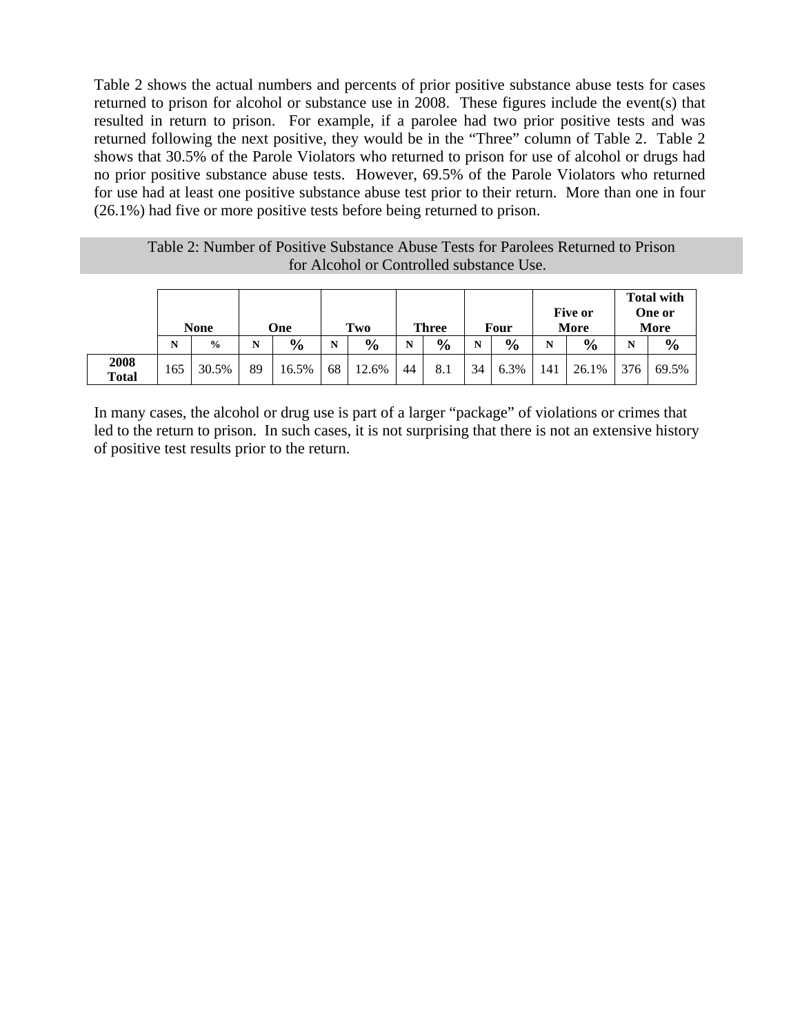Table 2 shows the actual numbers and percents of prior positive substance abuse tests for cases returned to prison for alcohol or substance use in 2008. These figures include the event(s) that resulted in return to prison. For example, if a parolee had two prior positive tests and was returned following the next positive, they would be in the "Three" column of Table 2. Table 2 shows that 30.5% of the Parole Violators who returned to prison for use of alcohol or drugs had no prior positive substance abuse tests. However, 69.5% of the Parole Violators who returned for use had at least one positive substance abuse test prior to their return. More than one in four (26.1%) had five or more positive tests before being returned to prison.

Table 2: Number of Positive Substance Abuse Tests for Parolees Returned to Prison for Alcohol or Controlled substance Use.

| | None | | One | | Two | | Three | | Four | | Five or More | | Total with One or More | |
|---|---|---|---|---|---|---|---|---|---|---|---|---|---|---|
| | N | % | N | % | N | % | N | % | N | % | N | % | N | % |
| **2008 Total** | 165 | 30.5% | 89 | 16.5% | 68 | 12.6% | 44 | 8.1 | 34 | 6.3% | 141 | 26.1% | 376 | 69.5% |

In many cases, the alcohol or drug use is part of a larger "package" of violations or crimes that led to the return to prison. In such cases, it is not surprising that there is not an extensive history of positive test results prior to the return.